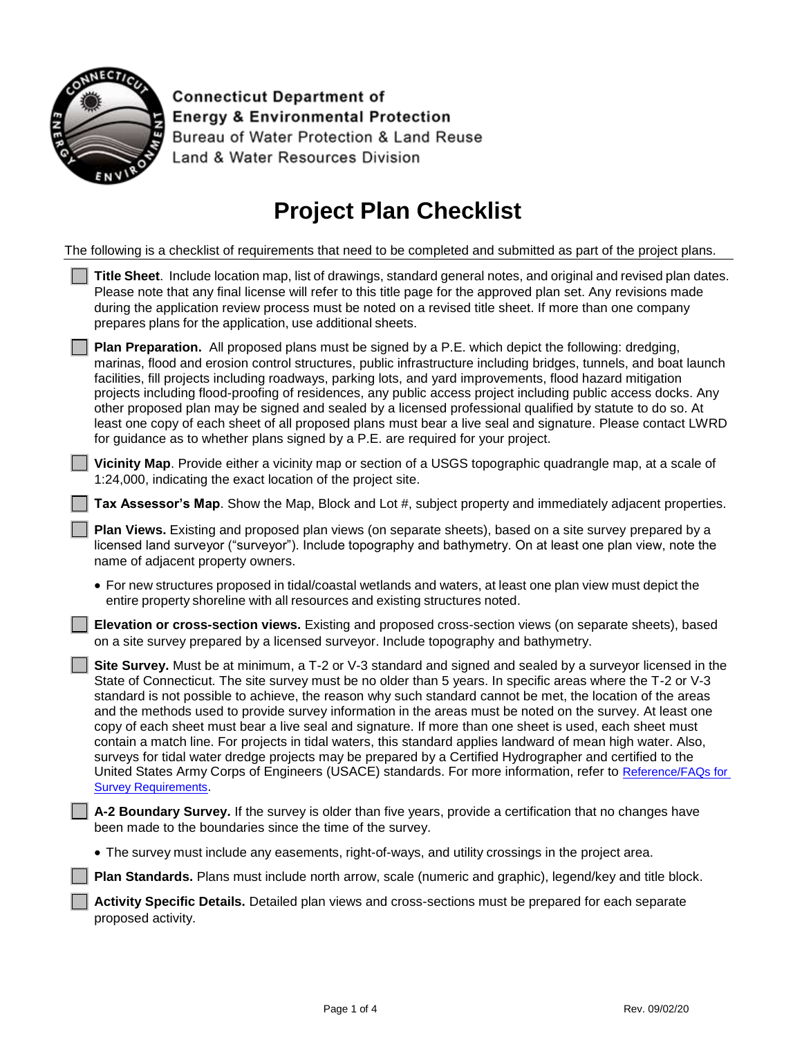Connecticut Department of
Energy & Environmental Protection
Bureau of Water Protection & Land Reuse
Land & Water Resources Division

# Project Plan Checklist

The following is a checklist of requirements that need to be completed and submitted as part of the project plans.

- ☐ **Title Sheet**. Include location map, list of drawings, standard general notes, and original and revised plan dates. Please note that any final license will refer to this title page for the approved plan set. Any revisions made during the application review process must be noted on a revised title sheet. If more than one company prepares plans for the application, use additional sheets.

- ☐ **Plan Preparation.** All proposed plans must be signed by a P.E. which depict the following: dredging, marinas, flood and erosion control structures, public infrastructure including bridges, tunnels, and boat launch facilities, fill projects including roadways, parking lots, and yard improvements, flood hazard mitigation projects including flood-proofing of residences, any public access project including public access docks. Any other proposed plan may be signed and sealed by a licensed professional qualified by statute to do so. At least one copy of each sheet of all proposed plans must bear a live seal and signature. Please contact LWRD for guidance as to whether plans signed by a P.E. are required for your project.

- ☐ **Vicinity Map**. Provide either a vicinity map or section of a USGS topographic quadrangle map, at a scale of 1:24,000, indicating the exact location of the project site.

- ☐ **Tax Assessor's Map**. Show the Map, Block and Lot #, subject property and immediately adjacent properties.

- ☐ **Plan Views.** Existing and proposed plan views (on separate sheets), based on a site survey prepared by a licensed land surveyor ("surveyor"). Include topography and bathymetry. On at least one plan view, note the name of adjacent property owners.
  - For new structures proposed in tidal/coastal wetlands and waters, at least one plan view must depict the entire property shoreline with all resources and existing structures noted.

- ☐ **Elevation or cross-section views.** Existing and proposed cross-section views (on separate sheets), based on a site survey prepared by a licensed surveyor. Include topography and bathymetry.

- ☐ **Site Survey.** Must be at minimum, a T-2 or V-3 standard and signed and sealed by a surveyor licensed in the State of Connecticut. The site survey must be no older than 5 years. In specific areas where the T-2 or V-3 standard is not possible to achieve, the reason why such standard cannot be met, the location of the areas and the methods used to provide survey information in the areas must be noted on the survey. At least one copy of each sheet must bear a live seal and signature. If more than one sheet is used, each sheet must contain a match line. For projects in tidal waters, this standard applies landward of mean high water. Also, surveys for tidal water dredge projects may be prepared by a Certified Hydrographer and certified to the United States Army Corps of Engineers (USACE) standards. For more information, refer to Reference/FAQs for Survey Requirements.

- ☐ **A-2 Boundary Survey.** If the survey is older than five years, provide a certification that no changes have been made to the boundaries since the time of the survey.
  - The survey must include any easements, right-of-ways, and utility crossings in the project area.

- ☐ **Plan Standards.** Plans must include north arrow, scale (numeric and graphic), legend/key and title block.

- ☐ **Activity Specific Details.** Detailed plan views and cross-sections must be prepared for each separate proposed activity.

Rev. 09/02/20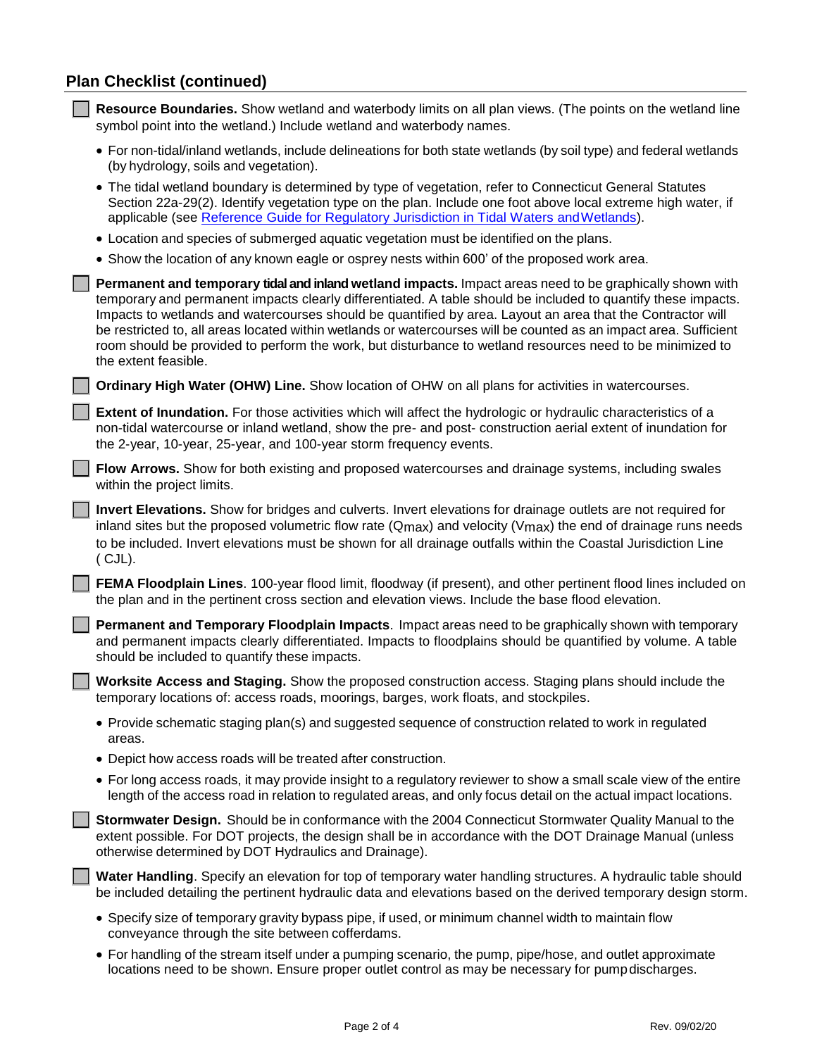## Plan Checklist (continued)

- [ ] **Resource Boundaries.** Show wetland and waterbody limits on all plan views. (The points on the wetland line symbol point into the wetland.) Include wetland and waterbody names.
  - For non-tidal/inland wetlands, include delineations for both state wetlands (by soil type) and federal wetlands (by hydrology, soils and vegetation).
  - The tidal wetland boundary is determined by type of vegetation, refer to Connecticut General Statutes Section 22a-29(2). Identify vegetation type on the plan. Include one foot above local extreme high water, if applicable (see Reference Guide for Regulatory Jurisdiction in Tidal Waters and Wetlands).
  - Location and species of submerged aquatic vegetation must be identified on the plans.
  - Show the location of any known eagle or osprey nests within 600' of the proposed work area.
- [ ] **Permanent and temporary tidal and inland wetland impacts.** Impact areas need to be graphically shown with temporary and permanent impacts clearly differentiated. A table should be included to quantify these impacts. Impacts to wetlands and watercourses should be quantified by area. Layout an area that the Contractor will be restricted to, all areas located within wetlands or watercourses will be counted as an impact area. Sufficient room should be provided to perform the work, but disturbance to wetland resources need to be minimized to the extent feasible.
- [ ] **Ordinary High Water (OHW) Line.** Show location of OHW on all plans for activities in watercourses.
- [ ] **Extent of Inundation.** For those activities which will affect the hydrologic or hydraulic characteristics of a non-tidal watercourse or inland wetland, show the pre- and post- construction aerial extent of inundation for the 2-year, 10-year, 25-year, and 100-year storm frequency events.
- [ ] **Flow Arrows.** Show for both existing and proposed watercourses and drainage systems, including swales within the project limits.
- [ ] **Invert Elevations.** Show for bridges and culverts. Invert elevations for drainage outlets are not required for inland sites but the proposed volumetric flow rate ($Q_{max}$) and velocity ($V_{max}$) the end of drainage runs needs to be included. Invert elevations must be shown for all drainage outfalls within the Coastal Jurisdiction Line ( CJL).
- [ ] **FEMA Floodplain Lines**. 100-year flood limit, floodway (if present), and other pertinent flood lines included on the plan and in the pertinent cross section and elevation views. Include the base flood elevation.
- [ ] **Permanent and Temporary Floodplain Impacts**. Impact areas need to be graphically shown with temporary and permanent impacts clearly differentiated. Impacts to floodplains should be quantified by volume. A table should be included to quantify these impacts.
- [ ] **Worksite Access and Staging.** Show the proposed construction access. Staging plans should include the temporary locations of: access roads, moorings, barges, work floats, and stockpiles.
  - Provide schematic staging plan(s) and suggested sequence of construction related to work in regulated areas.
  - Depict how access roads will be treated after construction.
  - For long access roads, it may provide insight to a regulatory reviewer to show a small scale view of the entire length of the access road in relation to regulated areas, and only focus detail on the actual impact locations.
- [ ] **Stormwater Design.** Should be in conformance with the 2004 Connecticut Stormwater Quality Manual to the extent possible. For DOT projects, the design shall be in accordance with the DOT Drainage Manual (unless otherwise determined by DOT Hydraulics and Drainage).
- [ ] **Water Handling**. Specify an elevation for top of temporary water handling structures. A hydraulic table should be included detailing the pertinent hydraulic data and elevations based on the derived temporary design storm.
  - Specify size of temporary gravity bypass pipe, if used, or minimum channel width to maintain flow conveyance through the site between cofferdams.
  - For handling of the stream itself under a pumping scenario, the pump, pipe/hose, and outlet approximate locations need to be shown. Ensure proper outlet control as may be necessary for pump discharges.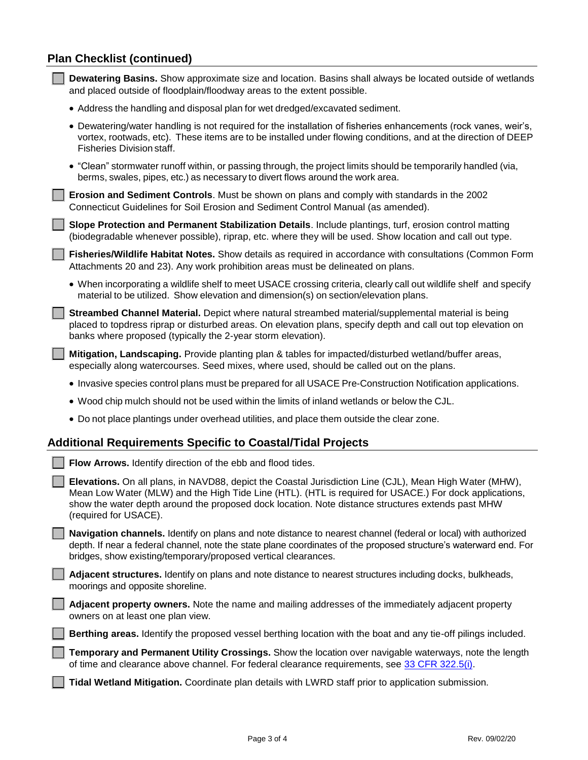## Plan Checklist (continued)

- [ ] **Dewatering Basins.** Show approximate size and location. Basins shall always be located outside of wetlands and placed outside of floodplain/floodway areas to the extent possible.
  - Address the handling and disposal plan for wet dredged/excavated sediment.
  - Dewatering/water handling is not required for the installation of fisheries enhancements (rock vanes, weir's, vortex, rootwads, etc). These items are to be installed under flowing conditions, and at the direction of DEEP Fisheries Division staff.
  - "Clean" stormwater runoff within, or passing through, the project limits should be temporarily handled (via, berms, swales, pipes, etc.) as necessary to divert flows around the work area.
- [ ] **Erosion and Sediment Controls**. Must be shown on plans and comply with standards in the 2002 Connecticut Guidelines for Soil Erosion and Sediment Control Manual (as amended).
- [ ] **Slope Protection and Permanent Stabilization Details**. Include plantings, turf, erosion control matting (biodegradable whenever possible), riprap, etc. where they will be used. Show location and call out type.
- [ ] **Fisheries/Wildlife Habitat Notes.** Show details as required in accordance with consultations (Common Form Attachments 20 and 23). Any work prohibition areas must be delineated on plans.
  - When incorporating a wildlife shelf to meet USACE crossing criteria, clearly call out wildlife shelf and specify material to be utilized. Show elevation and dimension(s) on section/elevation plans.
- [ ] **Streambed Channel Material.** Depict where natural streambed material/supplemental material is being placed to topdress riprap or disturbed areas. On elevation plans, specify depth and call out top elevation on banks where proposed (typically the 2-year storm elevation).
- [ ] **Mitigation, Landscaping.** Provide planting plan & tables for impacted/disturbed wetland/buffer areas, especially along watercourses. Seed mixes, where used, should be called out on the plans.
  - Invasive species control plans must be prepared for all USACE Pre-Construction Notification applications.
  - Wood chip mulch should not be used within the limits of inland wetlands or below the CJL.
  - Do not place plantings under overhead utilities, and place them outside the clear zone.

## Additional Requirements Specific to Coastal/Tidal Projects

- [ ] **Flow Arrows.** Identify direction of the ebb and flood tides.
- [ ] **Elevations.** On all plans, in NAVD88, depict the Coastal Jurisdiction Line (CJL), Mean High Water (MHW), Mean Low Water (MLW) and the High Tide Line (HTL). (HTL is required for USACE.) For dock applications, show the water depth around the proposed dock location. Note distance structures extends past MHW (required for USACE).
- [ ] **Navigation channels.** Identify on plans and note distance to nearest channel (federal or local) with authorized depth. If near a federal channel, note the state plane coordinates of the proposed structure's waterward end. For bridges, show existing/temporary/proposed vertical clearances.
- [ ] **Adjacent structures.** Identify on plans and note distance to nearest structures including docks, bulkheads, moorings and opposite shoreline.
- [ ] **Adjacent property owners.** Note the name and mailing addresses of the immediately adjacent property owners on at least one plan view.
- [ ] **Berthing areas.** Identify the proposed vessel berthing location with the boat and any tie-off pilings included.
- [ ] **Temporary and Permanent Utility Crossings.** Show the location over navigable waterways, note the length of time and clearance above channel. For federal clearance requirements, see 33 CFR 322.5(i).
- [ ] **Tidal Wetland Mitigation.** Coordinate plan details with LWRD staff prior to application submission.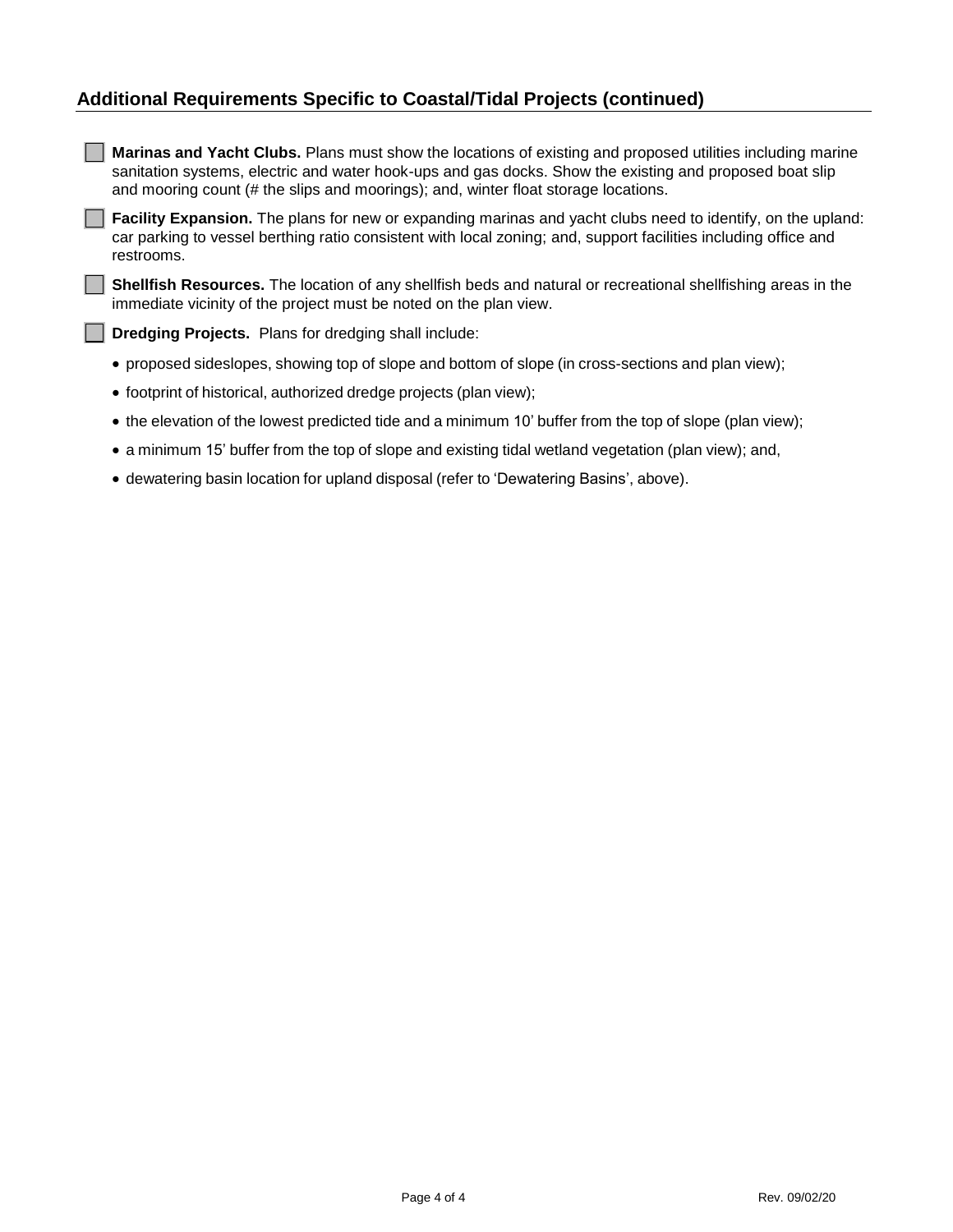## Additional Requirements Specific to Coastal/Tidal Projects (continued)

- [ ] **Marinas and Yacht Clubs.** Plans must show the locations of existing and proposed utilities including marine sanitation systems, electric and water hook-ups and gas docks. Show the existing and proposed boat slip and mooring count (# the slips and moorings); and, winter float storage locations.
- [ ] **Facility Expansion.** The plans for new or expanding marinas and yacht clubs need to identify, on the upland: car parking to vessel berthing ratio consistent with local zoning; and, support facilities including office and restrooms.
- [ ] **Shellfish Resources.** The location of any shellfish beds and natural or recreational shellfishing areas in the immediate vicinity of the project must be noted on the plan view.
- [ ] **Dredging Projects.** Plans for dredging shall include:
  - proposed sideslopes, showing top of slope and bottom of slope (in cross-sections and plan view);
  - footprint of historical, authorized dredge projects (plan view);
  - the elevation of the lowest predicted tide and a minimum 10' buffer from the top of slope (plan view);
  - a minimum 15' buffer from the top of slope and existing tidal wetland vegetation (plan view); and,
  - dewatering basin location for upland disposal (refer to 'Dewatering Basins', above).